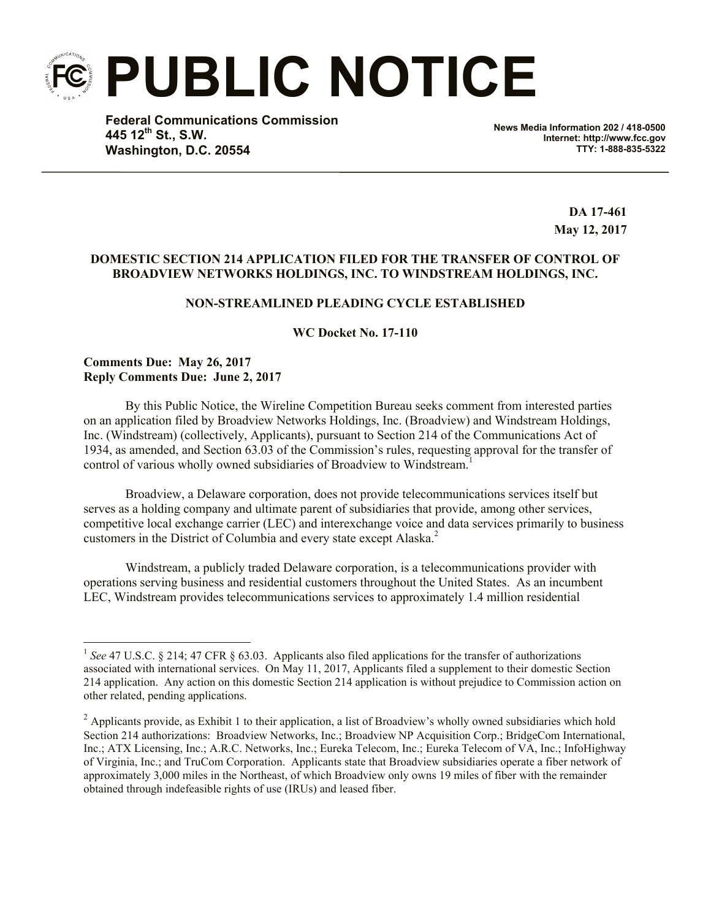# PUBLIC NOTICE

**Federal Communications Commission**
**445 12th St., S.W.**
**Washington, D.C. 20554**

**News Media Information 202 / 418-0500**
**Internet: http://www.fcc.gov**
**TTY: 1-888-835-5322**

**DA 17-461**
**May 12, 2017**

**DOMESTIC SECTION 214 APPLICATION FILED FOR THE TRANSFER OF CONTROL OF BROADVIEW NETWORKS HOLDINGS, INC. TO WINDSTREAM HOLDINGS, INC.**

**NON-STREAMLINED PLEADING CYCLE ESTABLISHED**

**WC Docket No. 17-110**

**Comments Due: May 26, 2017**
**Reply Comments Due: June 2, 2017**

By this Public Notice, the Wireline Competition Bureau seeks comment from interested parties on an application filed by Broadview Networks Holdings, Inc. (Broadview) and Windstream Holdings, Inc. (Windstream) (collectively, Applicants), pursuant to Section 214 of the Communications Act of 1934, as amended, and Section 63.03 of the Commission's rules, requesting approval for the transfer of control of various wholly owned subsidiaries of Broadview to Windstream.[1]

Broadview, a Delaware corporation, does not provide telecommunications services itself but serves as a holding company and ultimate parent of subsidiaries that provide, among other services, competitive local exchange carrier (LEC) and interexchange voice and data services primarily to business customers in the District of Columbia and every state except Alaska.[2]

Windstream, a publicly traded Delaware corporation, is a telecommunications provider with operations serving business and residential customers throughout the United States. As an incumbent LEC, Windstream provides telecommunications services to approximately 1.4 million residential

---

[1] *See* 47 U.S.C. § 214; 47 CFR § 63.03. Applicants also filed applications for the transfer of authorizations associated with international services. On May 11, 2017, Applicants filed a supplement to their domestic Section 214 application. Any action on this domestic Section 214 application is without prejudice to Commission action on other related, pending applications.

[2] Applicants provide, as Exhibit 1 to their application, a list of Broadview's wholly owned subsidiaries which hold Section 214 authorizations: Broadview Networks, Inc.; Broadview NP Acquisition Corp.; BridgeCom International, Inc.; ATX Licensing, Inc.; A.R.C. Networks, Inc.; Eureka Telecom, Inc.; Eureka Telecom of VA, Inc.; InfoHighway of Virginia, Inc.; and TruCom Corporation. Applicants state that Broadview subsidiaries operate a fiber network of approximately 3,000 miles in the Northeast, of which Broadview only owns 19 miles of fiber with the remainder obtained through indefeasible rights of use (IRUs) and leased fiber.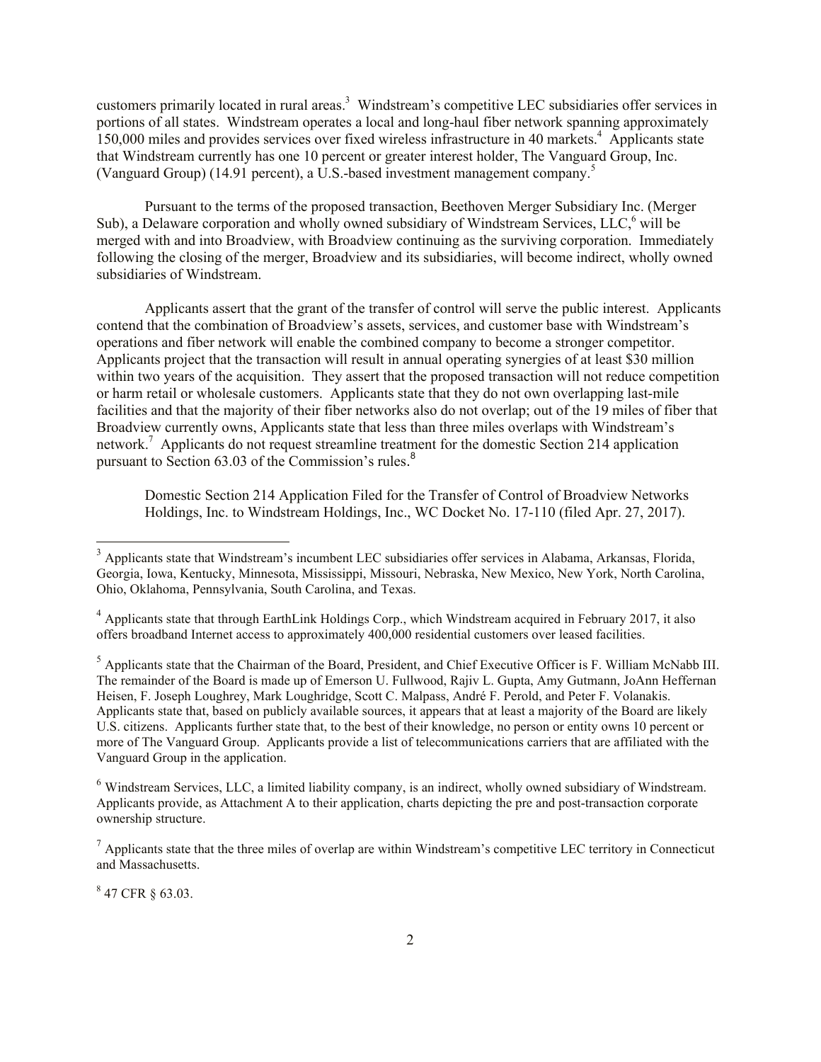customers primarily located in rural areas.[3] Windstream's competitive LEC subsidiaries offer services in portions of all states. Windstream operates a local and long-haul fiber network spanning approximately 150,000 miles and provides services over fixed wireless infrastructure in 40 markets.[4] Applicants state that Windstream currently has one 10 percent or greater interest holder, The Vanguard Group, Inc. (Vanguard Group) (14.91 percent), a U.S.-based investment management company.[5]

Pursuant to the terms of the proposed transaction, Beethoven Merger Subsidiary Inc. (Merger Sub), a Delaware corporation and wholly owned subsidiary of Windstream Services, LLC,[6] will be merged with and into Broadview, with Broadview continuing as the surviving corporation. Immediately following the closing of the merger, Broadview and its subsidiaries, will become indirect, wholly owned subsidiaries of Windstream.

Applicants assert that the grant of the transfer of control will serve the public interest. Applicants contend that the combination of Broadview's assets, services, and customer base with Windstream's operations and fiber network will enable the combined company to become a stronger competitor. Applicants project that the transaction will result in annual operating synergies of at least $30 million within two years of the acquisition. They assert that the proposed transaction will not reduce competition or harm retail or wholesale customers. Applicants state that they do not own overlapping last-mile facilities and that the majority of their fiber networks also do not overlap; out of the 19 miles of fiber that Broadview currently owns, Applicants state that less than three miles overlaps with Windstream's network.[7] Applicants do not request streamline treatment for the domestic Section 214 application pursuant to Section 63.03 of the Commission's rules.[8]

Domestic Section 214 Application Filed for the Transfer of Control of Broadview Networks Holdings, Inc. to Windstream Holdings, Inc., WC Docket No. 17-110 (filed Apr. 27, 2017).

---

[3] Applicants state that Windstream's incumbent LEC subsidiaries offer services in Alabama, Arkansas, Florida, Georgia, Iowa, Kentucky, Minnesota, Mississippi, Missouri, Nebraska, New Mexico, New York, North Carolina, Ohio, Oklahoma, Pennsylvania, South Carolina, and Texas.

[4] Applicants state that through EarthLink Holdings Corp., which Windstream acquired in February 2017, it also offers broadband Internet access to approximately 400,000 residential customers over leased facilities.

[5] Applicants state that the Chairman of the Board, President, and Chief Executive Officer is F. William McNabb III. The remainder of the Board is made up of Emerson U. Fullwood, Rajiv L. Gupta, Amy Gutmann, JoAnn Heffernan Heisen, F. Joseph Loughrey, Mark Loughridge, Scott C. Malpass, André F. Perold, and Peter F. Volanakis. Applicants state that, based on publicly available sources, it appears that at least a majority of the Board are likely U.S. citizens. Applicants further state that, to the best of their knowledge, no person or entity owns 10 percent or more of The Vanguard Group. Applicants provide a list of telecommunications carriers that are affiliated with the Vanguard Group in the application.

[6] Windstream Services, LLC, a limited liability company, is an indirect, wholly owned subsidiary of Windstream. Applicants provide, as Attachment A to their application, charts depicting the pre and post-transaction corporate ownership structure.

[7] Applicants state that the three miles of overlap are within Windstream's competitive LEC territory in Connecticut and Massachusetts.

[8] 47 CFR § 63.03.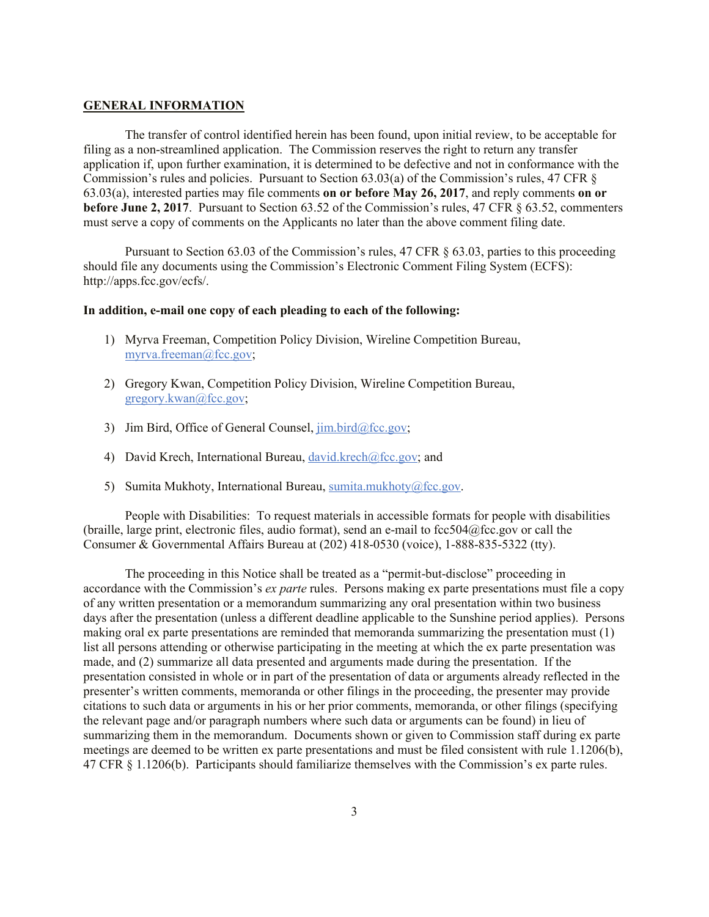**GENERAL INFORMATION**

The transfer of control identified herein has been found, upon initial review, to be acceptable for filing as a non-streamlined application. The Commission reserves the right to return any transfer application if, upon further examination, it is determined to be defective and not in conformance with the Commission's rules and policies. Pursuant to Section 63.03(a) of the Commission's rules, 47 CFR § 63.03(a), interested parties may file comments **on or before May 26, 2017**, and reply comments **on or before June 2, 2017**. Pursuant to Section 63.52 of the Commission's rules, 47 CFR § 63.52, commenters must serve a copy of comments on the Applicants no later than the above comment filing date.

Pursuant to Section 63.03 of the Commission's rules, 47 CFR § 63.03, parties to this proceeding should file any documents using the Commission's Electronic Comment Filing System (ECFS): http://apps.fcc.gov/ecfs/.

**In addition, e-mail one copy of each pleading to each of the following:**

1) Myrva Freeman, Competition Policy Division, Wireline Competition Bureau, myrva.freeman@fcc.gov;

2) Gregory Kwan, Competition Policy Division, Wireline Competition Bureau, gregory.kwan@fcc.gov;

3) Jim Bird, Office of General Counsel, jim.bird@fcc.gov;

4) David Krech, International Bureau, david.krech@fcc.gov; and

5) Sumita Mukhoty, International Bureau, sumita.mukhoty@fcc.gov.

People with Disabilities: To request materials in accessible formats for people with disabilities (braille, large print, electronic files, audio format), send an e-mail to fcc504@fcc.gov or call the Consumer & Governmental Affairs Bureau at (202) 418-0530 (voice), 1-888-835-5322 (tty).

The proceeding in this Notice shall be treated as a "permit-but-disclose" proceeding in accordance with the Commission's *ex parte* rules. Persons making ex parte presentations must file a copy of any written presentation or a memorandum summarizing any oral presentation within two business days after the presentation (unless a different deadline applicable to the Sunshine period applies). Persons making oral ex parte presentations are reminded that memoranda summarizing the presentation must (1) list all persons attending or otherwise participating in the meeting at which the ex parte presentation was made, and (2) summarize all data presented and arguments made during the presentation. If the presentation consisted in whole or in part of the presentation of data or arguments already reflected in the presenter's written comments, memoranda or other filings in the proceeding, the presenter may provide citations to such data or arguments in his or her prior comments, memoranda, or other filings (specifying the relevant page and/or paragraph numbers where such data or arguments can be found) in lieu of summarizing them in the memorandum. Documents shown or given to Commission staff during ex parte meetings are deemed to be written ex parte presentations and must be filed consistent with rule 1.1206(b), 47 CFR § 1.1206(b). Participants should familiarize themselves with the Commission's ex parte rules.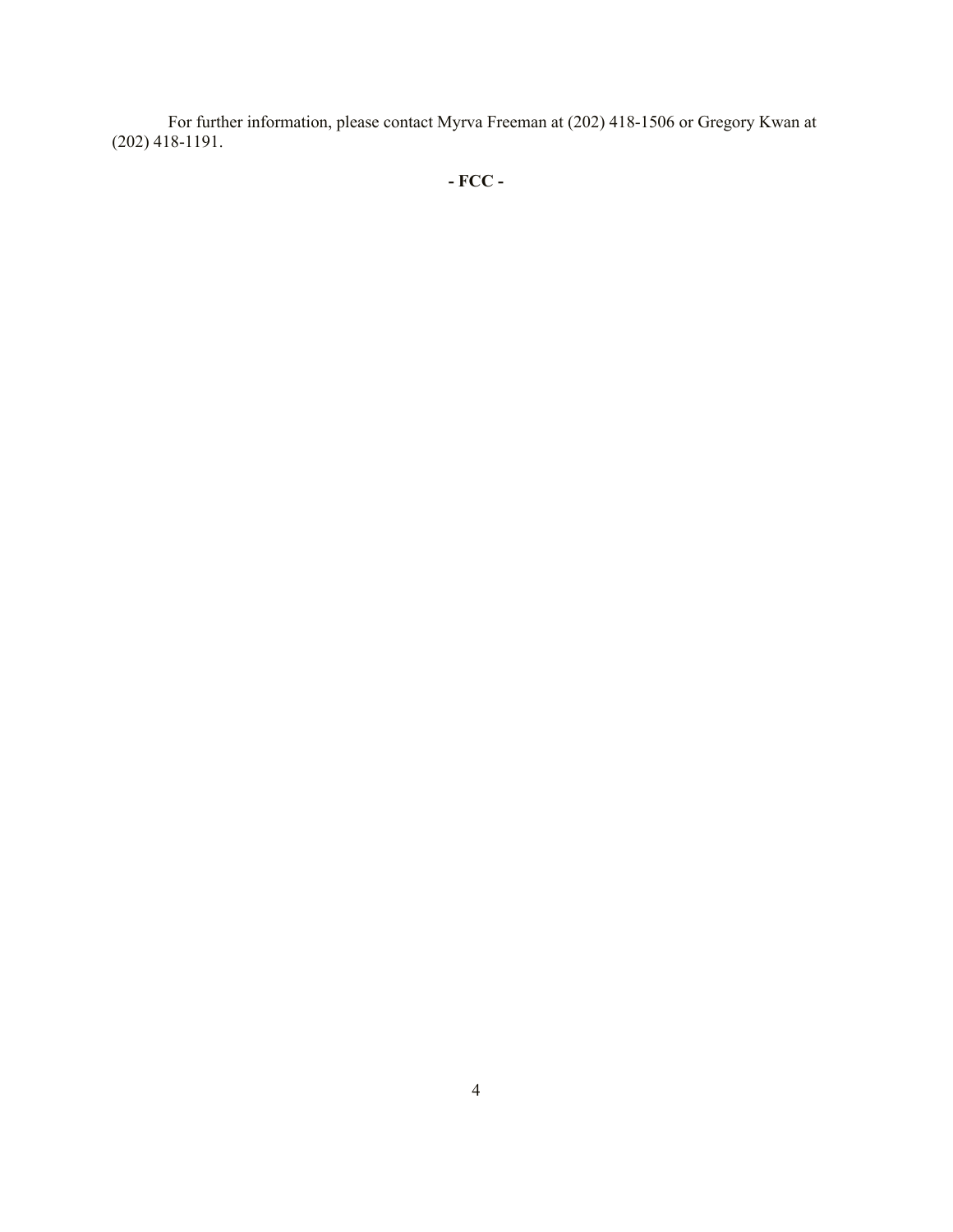For further information, please contact Myrva Freeman at (202) 418-1506 or Gregory Kwan at (202) 418-1191.

**- FCC -**